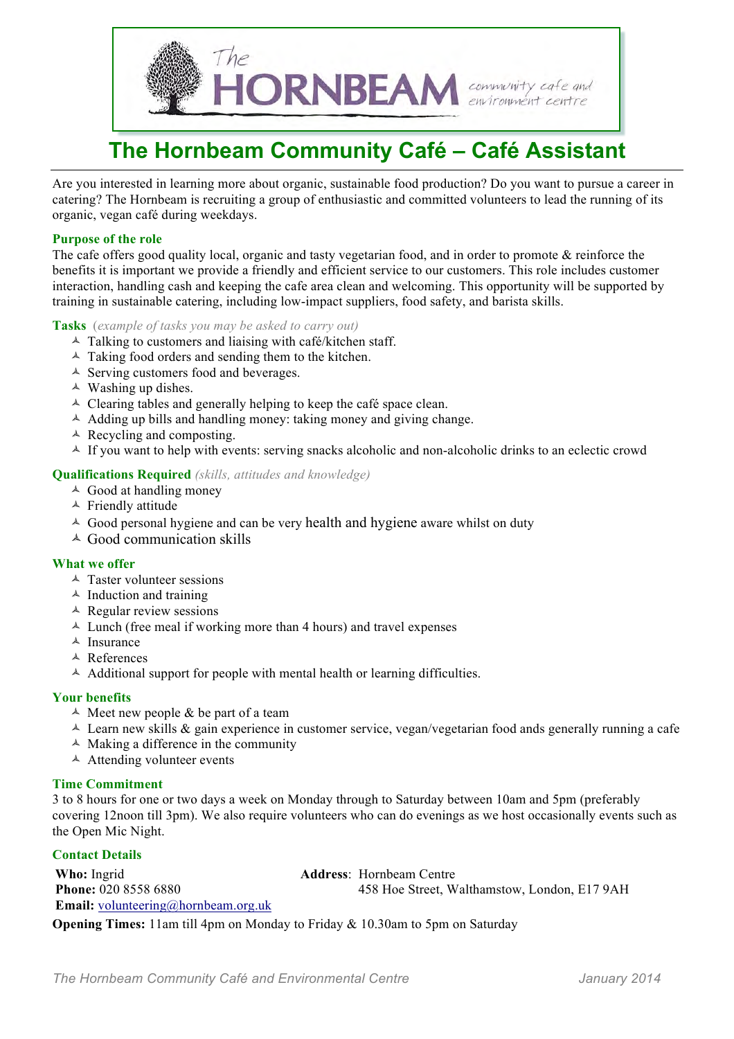The HORNBEAM community cafe and environment centre

# The Hornbeam Community Café – Café Assistant

Are you interested in learning more about organic, sustainable food production? Do you want to pursue a career in catering? The Hornbeam is recruiting a group of enthusiastic and committed volunteers to lead the running of its organic, vegan café during weekdays.

### Purpose of the role

The cafe offers good quality local, organic and tasty vegetarian food, and in order to promote & reinforce the benefits it is important we provide a friendly and efficient service to our customers. This role includes customer interaction, handling cash and keeping the cafe area clean and welcoming. This opportunity will be supported by training in sustainable catering, including low-impact suppliers, food safety, and barista skills.

### Tasks *(example of tasks you may be asked to carry out)*

- Talking to customers and liaising with café/kitchen staff.
- Taking food orders and sending them to the kitchen.
- Serving customers food and beverages.
- Washing up dishes.
- Clearing tables and generally helping to keep the café space clean.
- Adding up bills and handling money: taking money and giving change.
- Recycling and composting.
- If you want to help with events: serving snacks alcoholic and non-alcoholic drinks to an eclectic crowd

### Qualifications Required *(skills, attitudes and knowledge)*

- Good at handling money
- Friendly attitude
- Good personal hygiene and can be very health and hygiene aware whilst on duty
- Good communication skills

### What we offer

- Taster volunteer sessions
- Induction and training
- Regular review sessions
- Lunch (free meal if working more than 4 hours) and travel expenses
- Insurance
- References
- Additional support for people with mental health or learning difficulties.

### Your benefits

- Meet new people & be part of a team
- Learn new skills & gain experience in customer service, vegan/vegetarian food ands generally running a cafe
- Making a difference in the community
- Attending volunteer events

### Time Commitment

3 to 8 hours for one or two days a week on Monday through to Saturday between 10am and 5pm (preferably covering 12noon till 3pm). We also require volunteers who can do evenings as we host occasionally events such as the Open Mic Night.

### Contact Details

**Who:** Ingrid
**Phone:** 020 8558 6880
**Email:** volunteering@hornbeam.org.uk

**Address**: Hornbeam Centre
458 Hoe Street, Walthamstow, London, E17 9AH

**Opening Times:** 11am till 4pm on Monday to Friday & 10.30am to 5pm on Saturday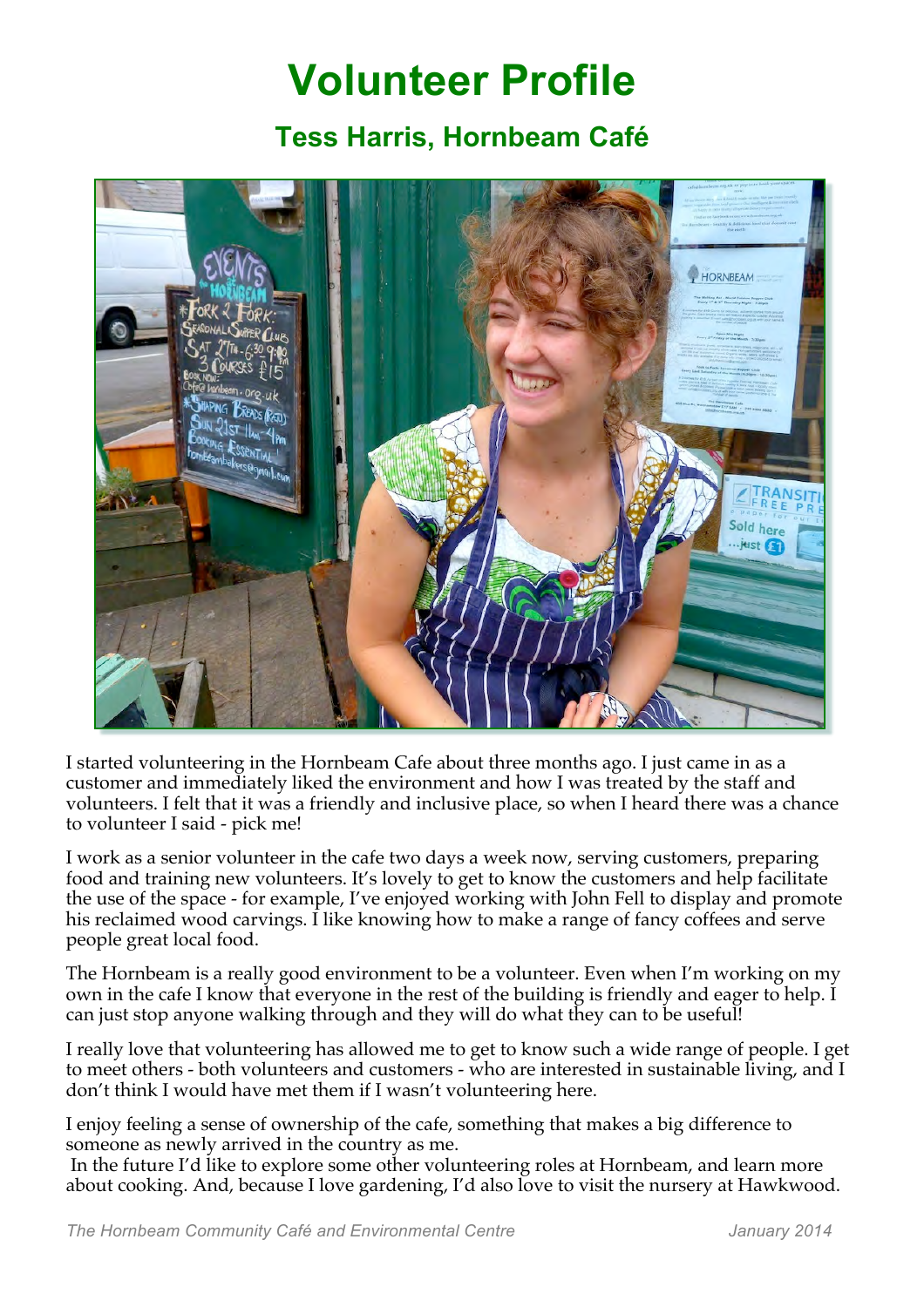# Volunteer Profile

## Tess Harris, Hornbeam Café

I started volunteering in the Hornbeam Cafe about three months ago. I just came in as a customer and immediately liked the environment and how I was treated by the staff and volunteers. I felt that it was a friendly and inclusive place, so when I heard there was a chance to volunteer I said - pick me!

I work as a senior volunteer in the cafe two days a week now, serving customers, preparing food and training new volunteers. It's lovely to get to know the customers and help facilitate the use of the space - for example, I've enjoyed working with John Fell to display and promote his reclaimed wood carvings. I like knowing how to make a range of fancy coffees and serve people great local food.

The Hornbeam is a really good environment to be a volunteer. Even when I'm working on my own in the cafe I know that everyone in the rest of the building is friendly and eager to help. I can just stop anyone walking through and they will do what they can to be useful!

I really love that volunteering has allowed me to get to know such a wide range of people. I get to meet others - both volunteers and customers - who are interested in sustainable living, and I don't think I would have met them if I wasn't volunteering here.

I enjoy feeling a sense of ownership of the cafe, something that makes a big difference to someone as newly arrived in the country as me.

In the future I'd like to explore some other volunteering roles at Hornbeam, and learn more about cooking. And, because I love gardening, I'd also love to visit the nursery at Hawkwood.

*The Hornbeam Community Café and Environmental Centre* *January 2014*